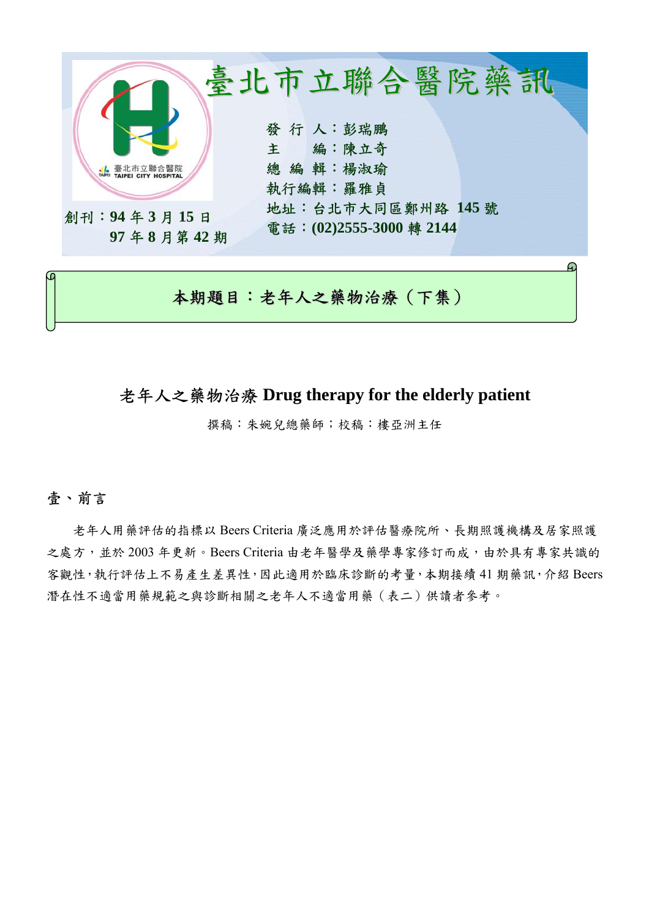# 臺北市立聯合醫院藥訊

發 行 人：彭瑞鵬
主　　編：陳立奇
總 編 輯：楊淑瑜
執行編輯：羅雅貞
地址：台北市大同區鄭州路 145 號
電話：(02)2555-3000 轉 2144

創刊：94 年 3 月 15 日
97 年 8 月第 42 期

**本期題目：老年人之藥物治療（下集）**

## 老年人之藥物治療 Drug therapy for the elderly patient

撰稿：朱婉兒總藥師；校稿：樓亞洲主任

### 壹、前言

老年人用藥評估的指標以 Beers Criteria 廣泛應用於評估醫療院所、長期照護機構及居家照護之處方，並於 2003 年更新。Beers Criteria 由老年醫學及藥學專家修訂而成，由於具有專家共識的客觀性，執行評估上不易產生差異性，因此適用於臨床診斷的考量，本期接續 41 期藥訊，介紹 Beers 潛在性不適當用藥規範之與診斷相關之老年人不適當用藥（表二）供讀者參考。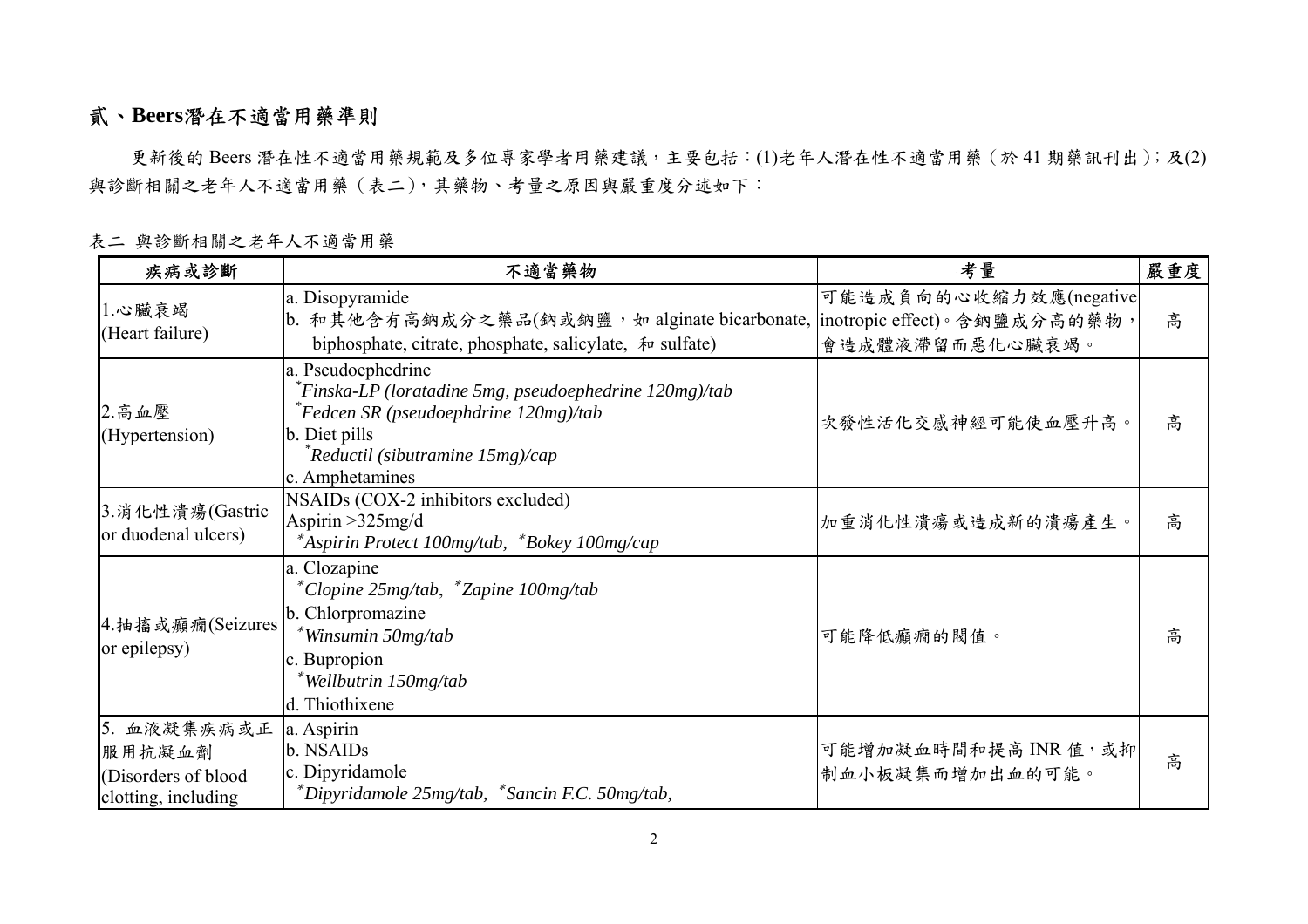## 貳、Beers潛在不適當用藥準則

更新後的 Beers 潛在性不適當用藥規範及多位專家學者用藥建議，主要包括：(1)老年人潛在性不適當用藥（於 41 期藥訊刊出）；及(2)與診斷相關之老年人不適當用藥（表二），其藥物、考量之原因與嚴重度分述如下：

表二 與診斷相關之老年人不適當用藥

| 疾病或診斷 | 不適當藥物 | 考量 | 嚴重度 |
|---|---|---|---|
| 1.心臟衰竭 (Heart failure) | a. Disopyramide<br>b. 和其他含有高鈉成分之藥品(鈉或鈉鹽，如 alginate bicarbonate, biphosphate, citrate, phosphate, salicylate, 和 sulfate) | 可能造成負向的心收縮力效應(negative inotropic effect)。含鈉鹽成分高的藥物，會造成體液滯留而惡化心臟衰竭。 | 高 |
| 2.高血壓 (Hypertension) | a. Pseudoephedrine<br>*\*Finska-LP (loratadine 5mg, pseudoephedrine 120mg)/tab*<br>*\*Fedcen SR (pseudoephdrine 120mg)/tab*<br>b. Diet pills<br>*\*Reductil (sibutramine 15mg)/cap*<br>c. Amphetamines | 次發性活化交感神經可能使血壓升高。 | 高 |
| 3.消化性潰瘍(Gastric or duodenal ulcers) | NSAIDs (COX-2 inhibitors excluded)<br>Aspirin >325mg/d<br>*\*Aspirin Protect 100mg/tab, \*Bokey 100mg/cap* | 加重消化性潰瘍或造成新的潰瘍產生。 | 高 |
| 4.抽搐或癲癇(Seizures or epilepsy) | a. Clozapine<br>*\*Clopine 25mg/tab, \*Zapine 100mg/tab*<br>b. Chlorpromazine<br>*\*Winsumin 50mg/tab*<br>c. Bupropion<br>*\*Wellbutrin 150mg/tab*<br>d. Thiothixene | 可能降低癲癇的閥值。 | 高 |
| 5. 血液凝集疾病或正服用抗凝血劑 (Disorders of blood clotting, including | a. Aspirin<br>b. NSAIDs<br>c. Dipyridamole<br>*\*Dipyridamole 25mg/tab, \*Sancin F.C. 50mg/tab,* | 可能增加凝血時間和提高 INR 值，或抑制血小板凝集而增加出血的可能。 | 高 |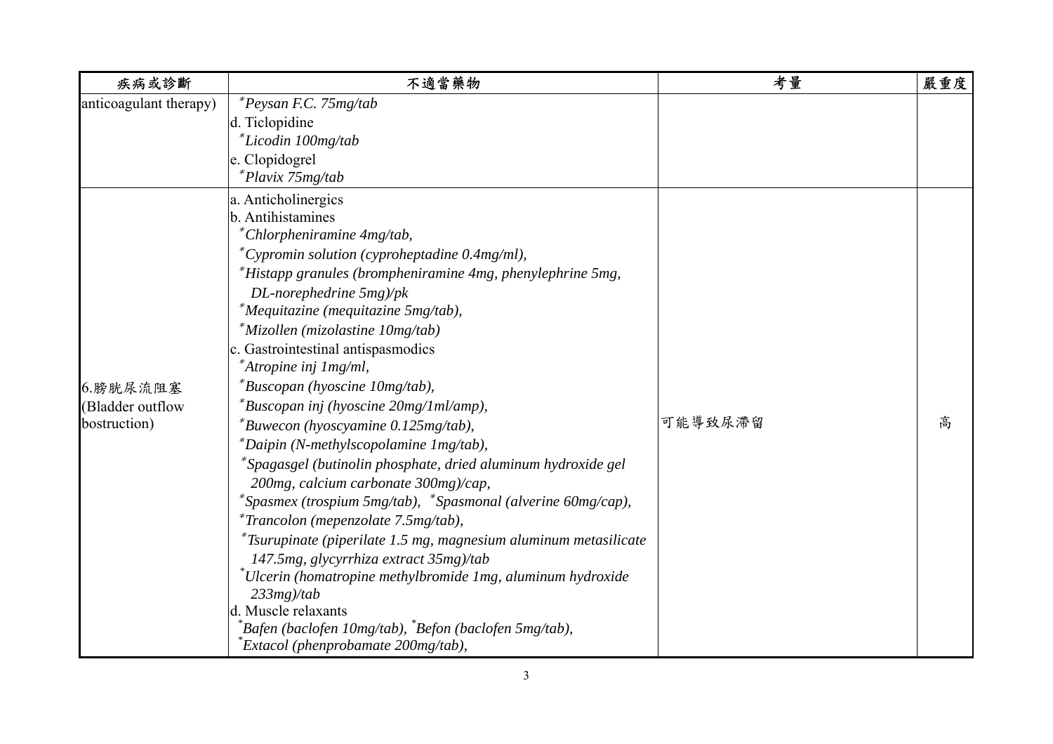| 疾病或診斷 | 不適當藥物 | 考量 | 嚴重度 |
|---|---|---|---|
| anticoagulant therapy) | *Peysan F.C. 75mg/tab*<br>d. Ticlopidine<br>*Licodin 100mg/tab*<br>e. Clopidogrel<br>*Plavix 75mg/tab* | | |
| 6.膀胱尿流阻塞 (Bladder outflow bostruction) | a. Anticholinergics<br>b. Antihistamines<br>*Chlorpheniramine 4mg/tab,*<br>*Cypromin solution (cyproheptadine 0.4mg/ml),*<br>*Histapp granules (brompheniramine 4mg, phenylephrine 5mg, DL-norephedrine 5mg)/pk*<br>*Mequitazine (mequitazine 5mg/tab),*<br>*Mizollen (mizolastine 10mg/tab)*<br>c. Gastrointestinal antispasmodics<br>*Atropine inj 1mg/ml,*<br>*Buscopan (hyoscine 10mg/tab),*<br>*Buscopan inj (hyoscine 20mg/1ml/amp),*<br>*Buwecon (hyoscyamine 0.125mg/tab),*<br>*Daipin (N-methylscopolamine 1mg/tab),*<br>*Spagasgel (butinolin phosphate, dried aluminum hydroxide gel 200mg, calcium carbonate 300mg)/cap,*<br>*Spasmex (trospium 5mg/tab), *Spasmonal (alverine 60mg/cap),*<br>*Trancolon (mepenzolate 7.5mg/tab),*<br>*Tsurupinate (piperilate 1.5 mg, magnesium aluminum metasilicate 147.5mg, glycyrrhiza extract 35mg)/tab*<br>*Ulcerin (homatropine methylbromide 1mg, aluminum hydroxide 233mg)/tab*<br>d. Muscle relaxants<br>*Bafen (baclofen 10mg/tab), *Befon (baclofen 5mg/tab),*<br>*Extacol (phenprobamate 200mg/tab),* | 可能導致尿滯留 | 高 |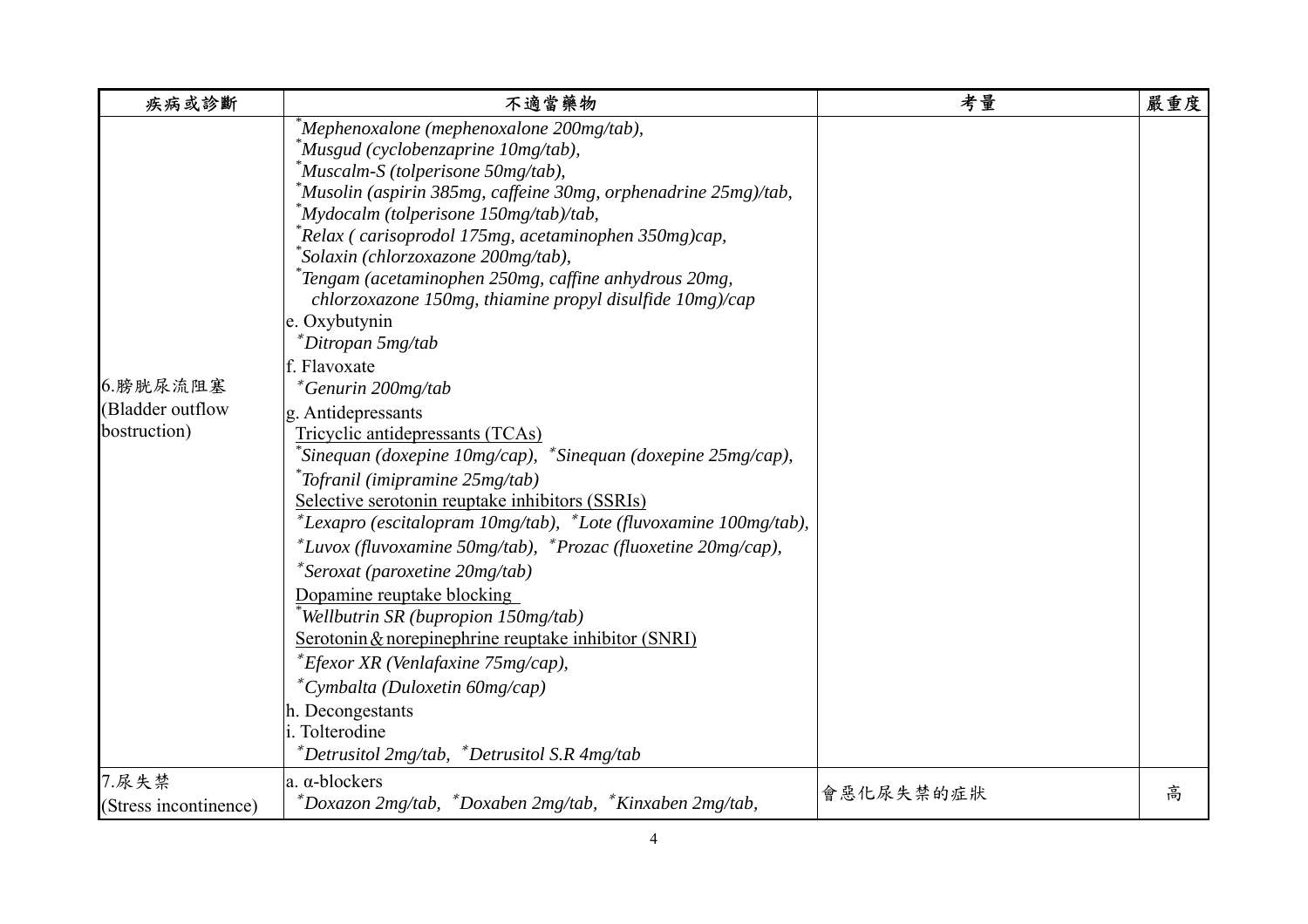| 疾病或診斷 | 不適當藥物 | 考量 | 嚴重度 |
|---|---|---|---|
| 6.膀胱尿流阻塞 (Bladder outflow bostruction) | *\*Mephenoxalone (mephenoxalone 200mg/tab),*<br>*\*Musgud (cyclobenzaprine 10mg/tab),*<br>*\*Muscalm-S (tolperisone 50mg/tab),*<br>*\*Musolin (aspirin 385mg, caffeine 30mg, orphenadrine 25mg)/tab,*<br>*\*Mydocalm (tolperisone 150mg/tab)/tab,*<br>*\*Relax ( carisoprodol 175mg, acetaminophen 350mg)cap,*<br>*\*Solaxin (chlorzoxazone 200mg/tab),*<br>*\*Tengam (acetaminophen 250mg, caffine anhydrous 20mg, chlorzoxazone 150mg, thiamine propyl disulfide 10mg)/cap*<br>e. Oxybutynin<br>*\*Ditropan 5mg/tab*<br>f. Flavoxate<br>*\*Genurin 200mg/tab*<br>g. Antidepressants<br><u>Tricyclic antidepressants (TCAs)</u><br>*\*Sinequan (doxepine 10mg/cap), \*Sinequan (doxepine 25mg/cap),*<br>*\*Tofranil (imipramine 25mg/tab)*<br><u>Selective serotonin reuptake inhibitors (SSRIs)</u><br>*\*Lexapro (escitalopram 10mg/tab), \*Lote (fluvoxamine 100mg/tab),*<br>*\*Luvox (fluvoxamine 50mg/tab), \*Prozac (fluoxetine 20mg/cap),*<br>*\*Seroxat (paroxetine 20mg/tab)*<br><u>Dopamine reuptake blocking</u><br>*\*Wellbutrin SR (bupropion 150mg/tab)*<br><u>Serotonin＆norepinephrine reuptake inhibitor (SNRI)</u><br>*\*Efexor XR (Venlafaxine 75mg/cap),*<br>*\*Cymbalta (Duloxetin 60mg/cap)*<br>h. Decongestants<br>i. Tolterodine<br>*\*Detrusitol 2mg/tab, \*Detrusitol S.R 4mg/tab* | | |
| 7.尿失禁 (Stress incontinence) | a. α-blockers<br>*\*Doxazon 2mg/tab, \*Doxaben 2mg/tab, \*Kinxaben 2mg/tab,* | 會惡化尿失禁的症狀 | 高 |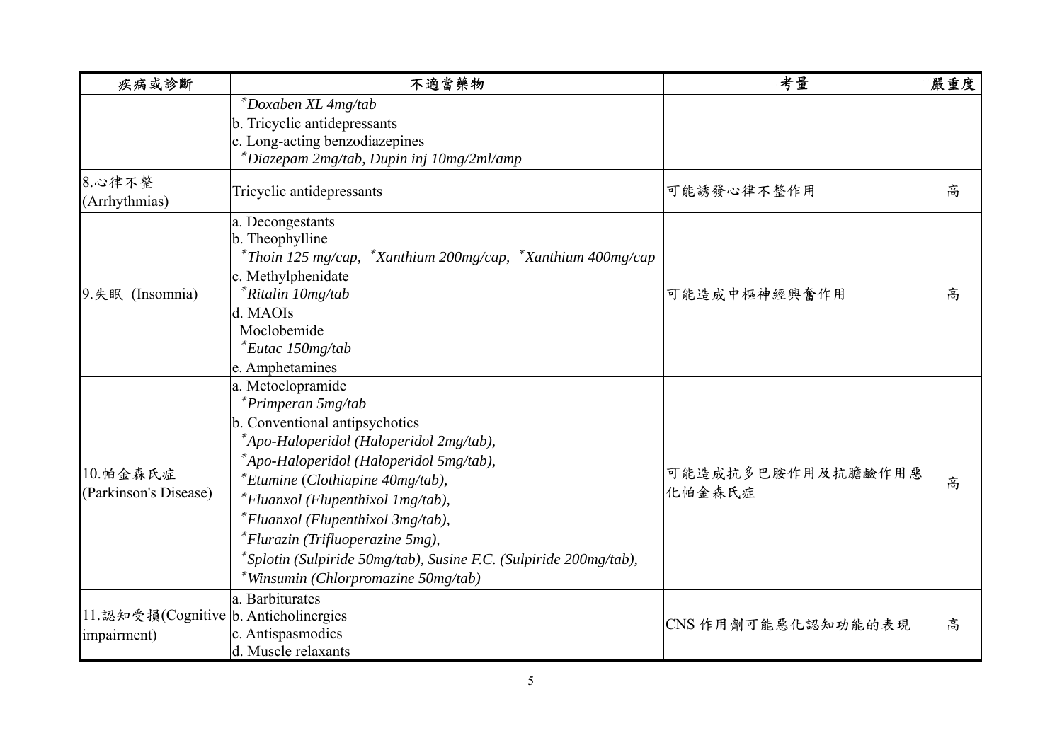| 疾病或診斷 | 不適當藥物 | 考量 | 嚴重度 |
| --- | --- | --- | --- |
| | *Doxaben XL 4mg/tab*<br>b. Tricyclic antidepressants<br>c. Long-acting benzodiazepines<br>*Diazepam 2mg/tab, Dupin inj 10mg/2ml/amp* | | |
| 8.心律不整 (Arrhythmias) | Tricyclic antidepressants | 可能誘發心律不整作用 | 高 |
| 9.失眠 (Insomnia) | a. Decongestants<br>b. Theophylline<br>*Thoin 125 mg/cap, *Xanthium 200mg/cap, *Xanthium 400mg/cap*<br>c. Methylphenidate<br>*Ritalin 10mg/tab*<br>d. MAOIs<br>Moclobemide<br>*Eutac 150mg/tab*<br>e. Amphetamines | 可能造成中樞神經興奮作用 | 高 |
| 10.帕金森氏症 (Parkinson's Disease) | a. Metoclopramide<br>*Primperan 5mg/tab*<br>b. Conventional antipsychotics<br>*Apo-Haloperidol (Haloperidol 2mg/tab),*<br>*Apo-Haloperidol (Haloperidol 5mg/tab),*<br>*Etumine (Clothiapine 40mg/tab),*<br>*Fluanxol (Flupenthixol 1mg/tab),*<br>*Fluanxol (Flupenthixol 3mg/tab),*<br>*Flurazin (Trifluoperazine 5mg),*<br>*Splotin (Sulpiride 50mg/tab), Susine F.C. (Sulpiride 200mg/tab),*<br>*Winsumin (Chlorpromazine 50mg/tab)* | 可能造成抗多巴胺作用及抗膽鹼作用惡化帕金森氏症 | 高 |
| 11.認知受損(Cognitive impairment) | a. Barbiturates<br>b. Anticholinergics<br>c. Antispasmodics<br>d. Muscle relaxants | CNS 作用劑可能惡化認知功能的表現 | 高 |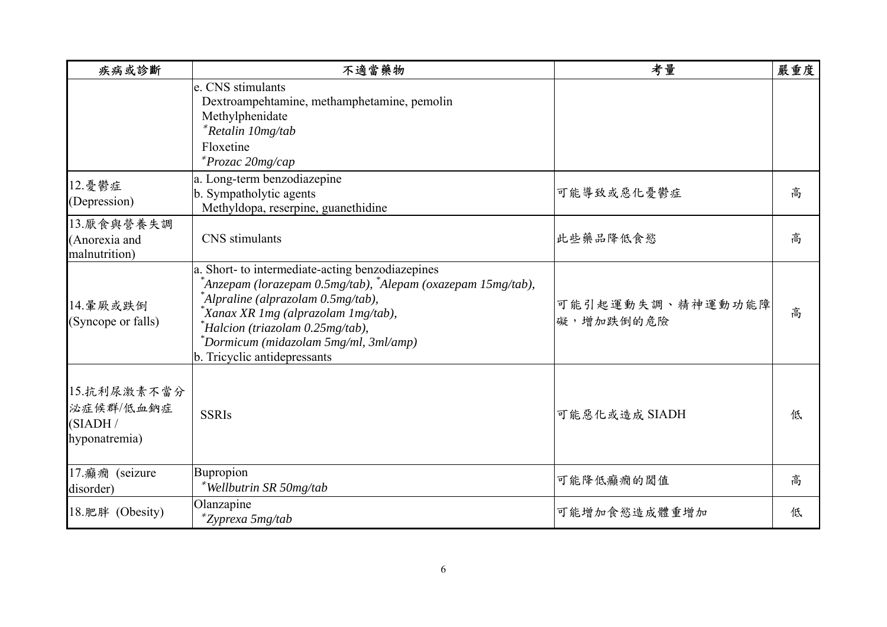| 疾病或診斷 | 不適當藥物 | 考量 | 嚴重度 |
|---|---|---|---|
| | e. CNS stimulants<br>Dextroampehtamine, methamphetamine, pemolin<br>Methylphenidate<br>*Retalin 10mg/tab*<br>Floxetine<br>*Prozac 20mg/cap* | | |
| 12.憂鬱症<br>(Depression) | a. Long-term benzodiazepine<br>b. Sympatholytic agents<br>Methyldopa, reserpine, guanethidine | 可能導致或惡化憂鬱症 | 高 |
| 13.厭食與營養失調<br>(Anorexia and malnutrition) | CNS stimulants | 此些藥品降低食慾 | 高 |
| 14.暈厥或跌倒<br>(Syncope or falls) | a. Short- to intermediate-acting benzodiazepines<br>**Anzepam (lorazepam 0.5mg/tab)*, **Alepam (oxazepam 15mg/tab)*,<br>**Alpraline (alprazolam 0.5mg/tab)*,<br>**Xanax XR 1mg (alprazolam 1mg/tab)*,<br>**Halcion (triazolam 0.25mg/tab)*,<br>**Dormicum (midazolam 5mg/ml, 3ml/amp)*<br>b. Tricyclic antidepressants | 可能引起運動失調、精神運動功能障礙，增加跌倒的危險 | 高 |
| 15.抗利尿激素不當分泌症候群/低血鈉症<br>(SIADH / hyponatremia) | SSRIs | 可能惡化或造成 SIADH | 低 |
| 17.癲癇 (seizure disorder) | Bupropion<br>**Wellbutrin SR 50mg/tab* | 可能降低癲癇的閾值 | 高 |
| 18.肥胖 (Obesity) | Olanzapine<br>**Zyprexa 5mg/tab* | 可能增加食慾造成體重增加 | 低 |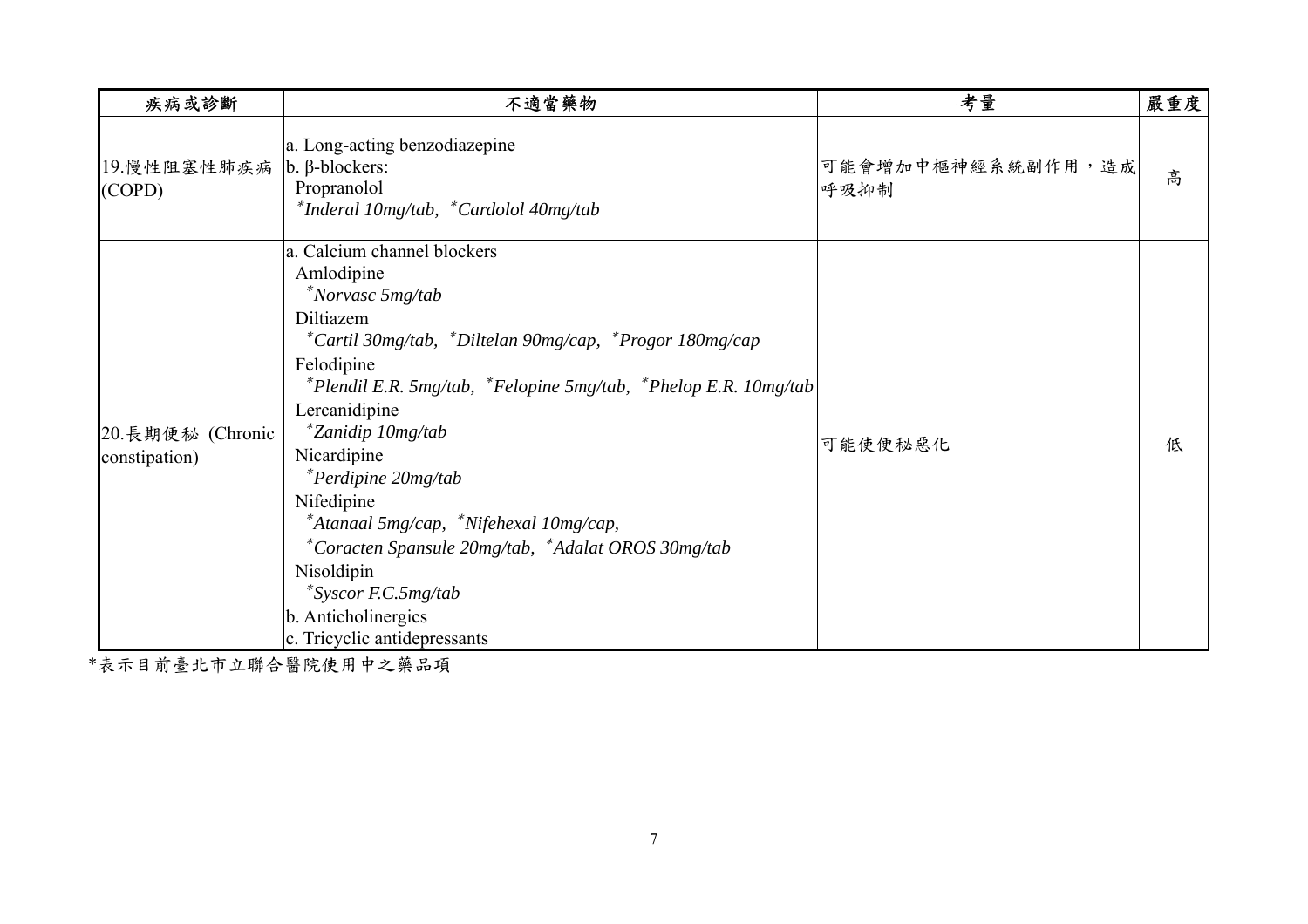| 疾病或診斷 | 不適當藥物 | 考量 | 嚴重度 |
|---|---|---|---|
| 19.慢性阻塞性肺疾病 (COPD) | a. Long-acting benzodiazepine<br>b. β-blockers:<br>Propranolol<br>*\*Inderal 10mg/tab, \*Cardolol 40mg/tab* | 可能會增加中樞神經系統副作用，造成呼吸抑制 | 高 |
| 20.長期便秘 (Chronic constipation) | a. Calcium channel blockers<br>Amlodipine<br>*\*Norvasc 5mg/tab*<br>Diltiazem<br>*\*Cartil 30mg/tab, \*Diltelan 90mg/cap, \*Progor 180mg/cap*<br>Felodipine<br>*\*Plendil E.R. 5mg/tab, \*Felopine 5mg/tab, \*Phelop E.R. 10mg/tab*<br>Lercanidipine<br>*\*Zanidip 10mg/tab*<br>Nicardipine<br>*\*Perdipine 20mg/tab*<br>Nifedipine<br>*\*Atanaal 5mg/cap, \*Nifehexal 10mg/cap,*<br>*\*Coracten Spansule 20mg/tab, \*Adalat OROS 30mg/tab*<br>Nisoldipin<br>*\*Syscor F.C.5mg/tab*<br>b. Anticholinergics<br>c. Tricyclic antidepressants | 可能使便秘惡化 | 低 |

*表示目前臺北市立聯合醫院使用中之藥品項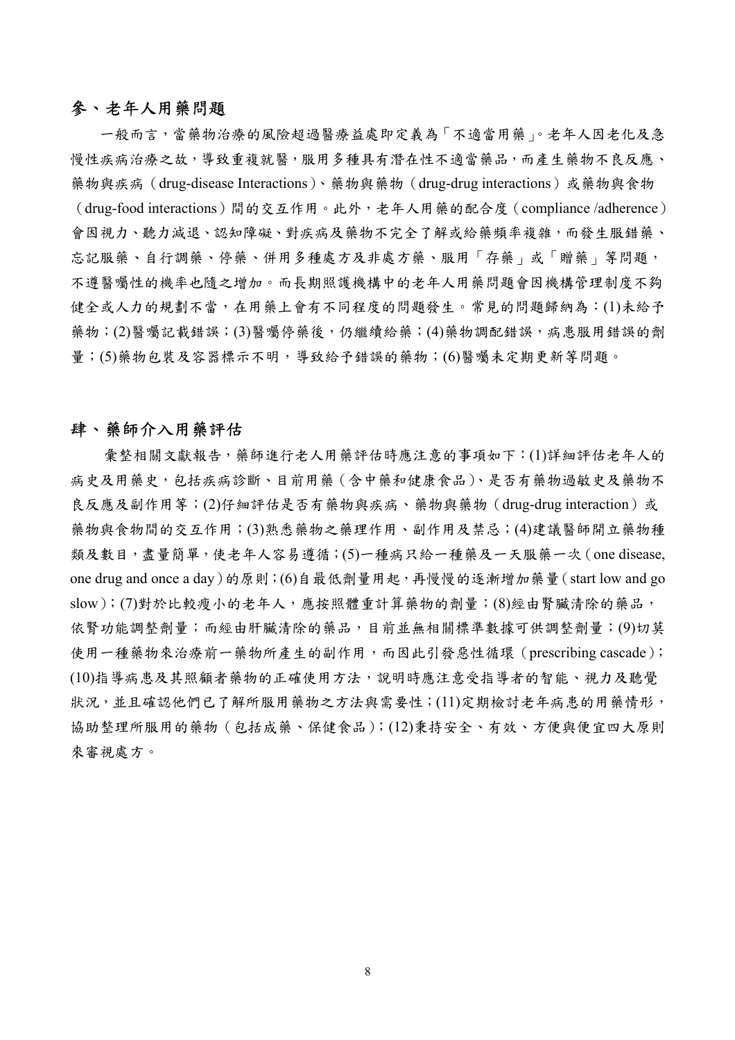## 參、老年人用藥問題

一般而言，當藥物治療的風險超過醫療益處即定義為「不適當用藥」。老年人因老化及急慢性疾病治療之故，導致重複就醫，服用多種具有潛在性不適當藥品，而產生藥物不良反應、藥物與疾病（drug-disease Interactions）、藥物與藥物（drug-drug interactions）或藥物與食物（drug-food interactions）間的交互作用。此外，老年人用藥的配合度（compliance /adherence）會因視力、聽力減退、認知障礙、對疾病及藥物不完全了解或給藥頻率複雜，而發生服錯藥、忘記服藥、自行調藥、停藥、併用多種處方及非處方藥、服用「存藥」或「贈藥」等問題，不遵醫囑性的機率也隨之增加。而長期照護機構中的老年人用藥問題會因機構管理制度不夠健全或人力的規劃不當，在用藥上會有不同程度的問題發生。常見的問題歸納為：(1)未給予藥物；(2)醫囑記載錯誤；(3)醫囑停藥後，仍繼續給藥；(4)藥物調配錯誤，病患服用錯誤的劑量；(5)藥物包裝及容器標示不明，導致給予錯誤的藥物；(6)醫囑未定期更新等問題。

## 肆、藥師介入用藥評估

彙整相關文獻報告，藥師進行老人用藥評估時應注意的事項如下：(1)詳細評估老年人的病史及用藥史，包括疾病診斷、目前用藥（含中藥和健康食品）、是否有藥物過敏史及藥物不良反應及副作用等；(2)仔細評估是否有藥物與疾病、藥物與藥物（drug-drug interaction）或藥物與食物間的交互作用；(3)熟悉藥物之藥理作用、副作用及禁忌；(4)建議醫師開立藥物種類及數目，盡量簡單，使老年人容易遵循；(5)一種病只給一種藥及一天服藥一次（one disease, one drug and once a day）的原則；(6)自最低劑量用起，再慢慢的逐漸增加藥量（start low and go slow）；(7)對於比較瘦小的老年人，應按照體重計算藥物的劑量；(8)經由腎臟清除的藥品，依腎功能調整劑量；而經由肝臟清除的藥品，目前並無相關標準數據可供調整劑量；(9)切莫使用一種藥物來治療前一藥物所產生的副作用，而因此引發惡性循環（prescribing cascade）；(10)指導病患及其照顧者藥物的正確使用方法，說明時應注意受指導者的智能、視力及聽覺狀況，並且確認他們已了解所服用藥物之方法與需要性；(11)定期檢討老年病患的用藥情形，協助整理所服用的藥物（包括成藥、保健食品）；(12)秉持安全、有效、方便與便宜四大原則來審視處方。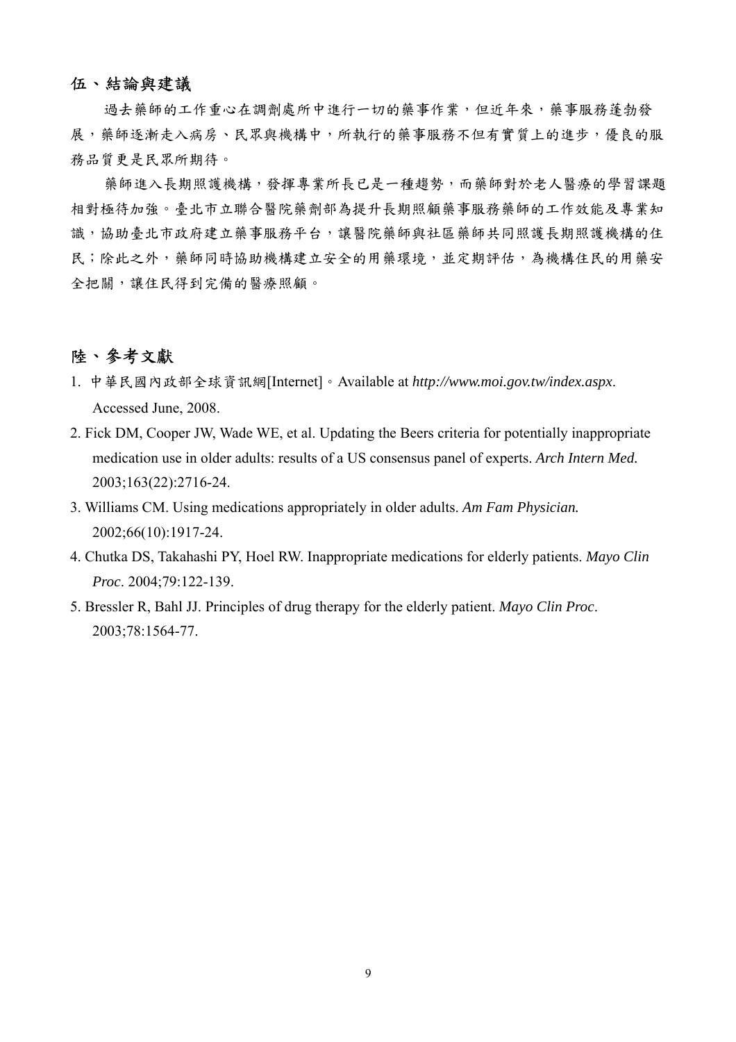## 伍、結論與建議

過去藥師的工作重心在調劑處所中進行一切的藥事作業，但近年來，藥事服務蓬勃發展，藥師逐漸走入病房、民眾與機構中，所執行的藥事服務不但有實質上的進步，優良的服務品質更是民眾所期待。

藥師進入長期照護機構，發揮專業所長已是一種趨勢，而藥師對於老人醫療的學習課題相對極待加強。臺北市立聯合醫院藥劑部為提升長期照顧藥事服務藥師的工作效能及專業知識，協助臺北市政府建立藥事服務平台，讓醫院藥師與社區藥師共同照護長期照護機構的住民；除此之外，藥師同時協助機構建立安全的用藥環境，並定期評估，為機構住民的用藥安全把關，讓住民得到完備的醫療照顧。

## 陸、參考文獻

1. 中華民國內政部全球資訊網[Internet]。Available at *http://www.moi.gov.tw/index.aspx*. Accessed June, 2008.
2. Fick DM, Cooper JW, Wade WE, et al. Updating the Beers criteria for potentially inappropriate medication use in older adults: results of a US consensus panel of experts. *Arch Intern Med.* 2003;163(22):2716-24.
3. Williams CM. Using medications appropriately in older adults. *Am Fam Physician.* 2002;66(10):1917-24.
4. Chutka DS, Takahashi PY, Hoel RW. Inappropriate medications for elderly patients. *Mayo Clin Proc*. 2004;79:122-139.
5. Bressler R, Bahl JJ. Principles of drug therapy for the elderly patient. *Mayo Clin Proc*. 2003;78:1564-77.